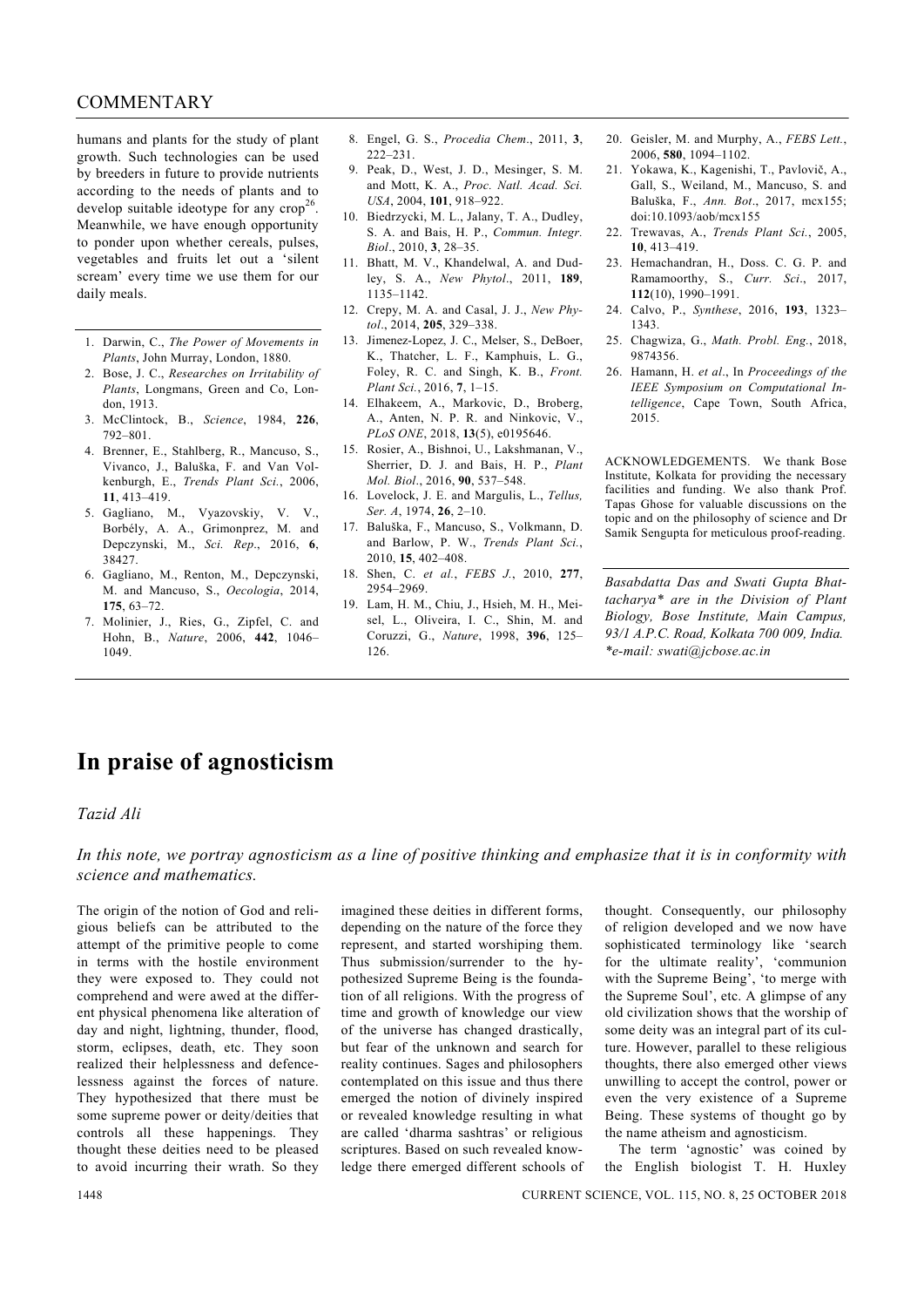humans and plants for the study of plant growth. Such technologies can be used by breeders in future to provide nutrients according to the needs of plants and to develop suitable ideotype for any crop[26]. Meanwhile, we have enough opportunity to ponder upon whether cereals, pulses, vegetables and fruits let out a 'silent scream' every time we use them for our daily meals.

1. Darwin, C., *The Power of Movements in Plants*, John Murray, London, 1880.
2. Bose, J. C., *Researches on Irritability of Plants*, Longmans, Green and Co, London, 1913.
3. McClintock, B., *Science*, 1984, **226**, 792–801.
4. Brenner, E., Stahlberg, R., Mancuso, S., Vivanco, J., Baluška, F. and Van Volkenburgh, E., *Trends Plant Sci.*, 2006, **11**, 413–419.
5. Gagliano, M., Vyazovskiy, V. V., Borbély, A. A., Grimonprez, M. and Depczynski, M., *Sci. Rep.*, 2016, **6**, 38427.
6. Gagliano, M., Renton, M., Depczynski, M. and Mancuso, S., *Oecologia*, 2014, **175**, 63–72.
7. Molinier, J., Ries, G., Zipfel, C. and Hohn, B., *Nature*, 2006, **442**, 1046–1049.
8. Engel, G. S., *Procedia Chem.*, 2011, **3**, 222–231.
9. Peak, D., West, J. D., Mesinger, S. M. and Mott, K. A., *Proc. Natl. Acad. Sci. USA*, 2004, **101**, 918–922.
10. Biedrzycki, M. L., Jalany, T. A., Dudley, S. A. and Bais, H. P., *Commun. Integr. Biol.*, 2010, **3**, 28–35.
11. Bhatt, M. V., Khandelwal, A. and Dudley, S. A., *New Phytol.*, 2011, **189**, 1135–1142.
12. Crepy, M. A. and Casal, J. J., *New Phytol.*, 2014, **205**, 329–338.
13. Jimenez-Lopez, J. C., Melser, S., DeBoer, K., Thatcher, L. F., Kamphuis, L. G., Foley, R. C. and Singh, K. B., *Front. Plant Sci.*, 2016, **7**, 1–15.
14. Elhakeem, A., Markovic, D., Broberg, A., Anten, N. P. R. and Ninkovic, V., *PLoS ONE*, 2018, **13**(5), e0195646.
15. Rosier, A., Bishnoi, U., Lakshmanan, V., Sherrier, D. J. and Bais, H. P., *Plant Mol. Biol.*, 2016, **90**, 537–548.
16. Lovelock, J. E. and Margulis, L., *Tellus, Ser. A*, 1974, **26**, 2–10.
17. Baluška, F., Mancuso, S., Volkmann, D. and Barlow, P. W., *Trends Plant Sci.*, 2010, **15**, 402–408.
18. Shen, C. *et al.*, *FEBS J.*, 2010, **277**, 2954–2969.
19. Lam, H. M., Chiu, J., Hsieh, M. H., Meisel, L., Oliveira, I. C., Shin, M. and Coruzzi, G., *Nature*, 1998, **396**, 125–126.
20. Geisler, M. and Murphy, A., *FEBS Lett.*, 2006, **580**, 1094–1102.
21. Yokawa, K., Kagenishi, T., Pavlovič, A., Gall, S., Weiland, M., Mancuso, S. and Baluška, F., *Ann. Bot.*, 2017, mcx155; doi:10.1093/aob/mcx155
22. Trewavas, A., *Trends Plant Sci.*, 2005, **10**, 413–419.
23. Hemachandran, H., Doss. C. G. P. and Ramamoorthy, S., *Curr. Sci.*, 2017, **112**(10), 1990–1991.
24. Calvo, P., *Synthese*, 2016, **193**, 1323–1343.
25. Chagwiza, G., *Math. Probl. Eng.*, 2018, 9874356.
26. Hamann, H. *et al.*, In *Proceedings of the IEEE Symposium on Computational Intelligence*, Cape Town, South Africa, 2015.

ACKNOWLEDGEMENTS. We thank Bose Institute, Kolkata for providing the necessary facilities and funding. We also thank Prof. Tapas Ghose for valuable discussions on the topic and on the philosophy of science and Dr Samik Sengupta for meticulous proof-reading.

*Basabdatta Das and Swati Gupta Bhattacharya\* are in the Division of Plant Biology, Bose Institute, Main Campus, 93/1 A.P.C. Road, Kolkata 700 009, India.*
*\*e-mail: swati@jcbose.ac.in*

# In praise of agnosticism

*Tazid Ali*

*In this note, we portray agnosticism as a line of positive thinking and emphasize that it is in conformity with science and mathematics.*

The origin of the notion of God and religious beliefs can be attributed to the attempt of the primitive people to come in terms with the hostile environment they were exposed to. They could not comprehend and were awed at the different physical phenomena like alteration of day and night, lightning, thunder, flood, storm, eclipses, death, etc. They soon realized their helplessness and defencelessness against the forces of nature. They hypothesized that there must be some supreme power or deity/deities that controls all these happenings. They thought these deities need to be pleased to avoid incurring their wrath. So they imagined these deities in different forms, depending on the nature of the force they represent, and started worshiping them. Thus submission/surrender to the hypothesized Supreme Being is the foundation of all religions. With the progress of time and growth of knowledge our view of the universe has changed drastically, but fear of the unknown and search for reality continues. Sages and philosophers contemplated on this issue and thus there emerged the notion of divinely inspired or revealed knowledge resulting in what are called 'dharma sashtras' or religious scriptures. Based on such revealed knowledge there emerged different schools of thought. Consequently, our philosophy of religion developed and we now have sophisticated terminology like 'search for the ultimate reality', 'communion with the Supreme Being', 'to merge with the Supreme Soul', etc. A glimpse of any old civilization shows that the worship of some deity was an integral part of its culture. However, parallel to these religious thoughts, there also emerged other views unwilling to accept the control, power or even the very existence of a Supreme Being. These systems of thought go by the name atheism and agnosticism.

The term 'agnostic' was coined by the English biologist T. H. Huxley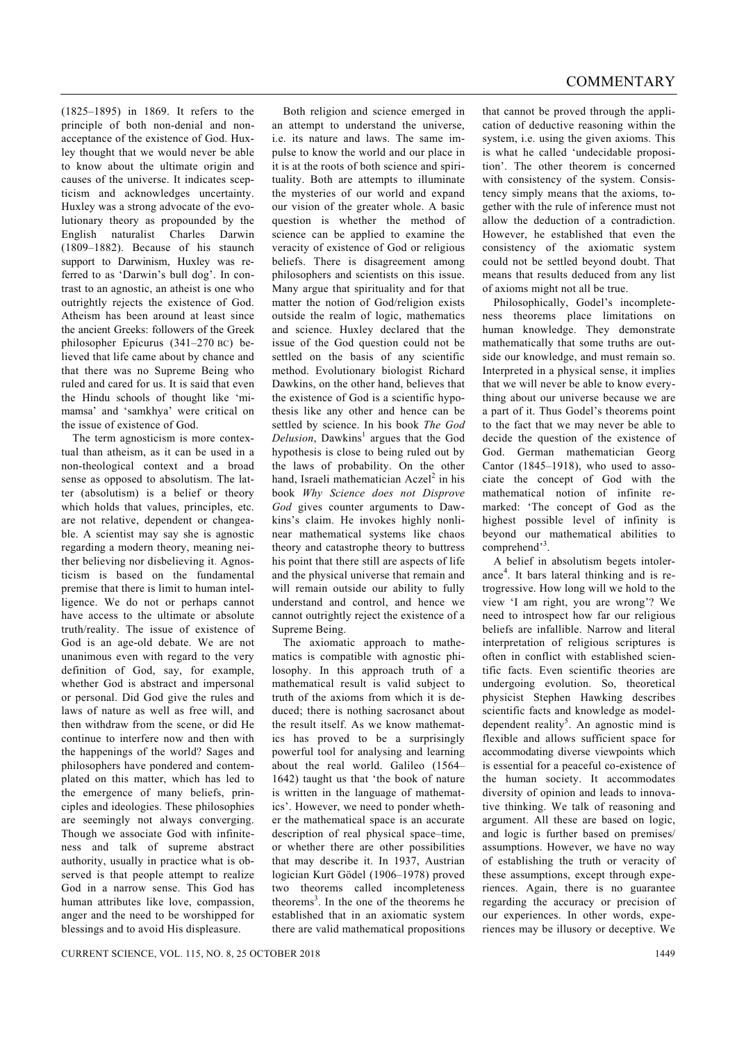(1825–1895) in 1869. It refers to the principle of both non-denial and non-acceptance of the existence of God. Huxley thought that we would never be able to know about the ultimate origin and causes of the universe. It indicates scepticism and acknowledges uncertainty. Huxley was a strong advocate of the evolutionary theory as propounded by the English naturalist Charles Darwin (1809–1882). Because of his staunch support to Darwinism, Huxley was referred to as 'Darwin's bull dog'. In contrast to an agnostic, an atheist is one who outrightly rejects the existence of God. Atheism has been around at least since the ancient Greeks: followers of the Greek philosopher Epicurus (341–270 BC) believed that life came about by chance and that there was no Supreme Being who ruled and cared for us. It is said that even the Hindu schools of thought like 'mimamsa' and 'samkhya' were critical on the issue of existence of God.

The term agnosticism is more contextual than atheism, as it can be used in a non-theological context and a broad sense as opposed to absolutism. The latter (absolutism) is a belief or theory which holds that values, principles, etc. are not relative, dependent or changeable. A scientist may say she is agnostic regarding a modern theory, meaning neither believing nor disbelieving it. Agnosticism is based on the fundamental premise that there is limit to human intelligence. We do not or perhaps cannot have access to the ultimate or absolute truth/reality. The issue of existence of God is an age-old debate. We are not unanimous even with regard to the very definition of God, say, for example, whether God is abstract and impersonal or personal. Did God give the rules and laws of nature as well as free will, and then withdraw from the scene, or did He continue to interfere now and then with the happenings of the world? Sages and philosophers have pondered and contemplated on this matter, which has led to the emergence of many beliefs, principles and ideologies. These philosophies are seemingly not always converging. Though we associate God with infiniteness and talk of supreme abstract authority, usually in practice what is observed is that people attempt to realize God in a narrow sense. This God has human attributes like love, compassion, anger and the need to be worshipped for blessings and to avoid His displeasure.

Both religion and science emerged in an attempt to understand the universe, i.e. its nature and laws. The same impulse to know the world and our place in it is at the roots of both science and spirituality. Both are attempts to illuminate the mysteries of our world and expand our vision of the greater whole. A basic question is whether the method of science can be applied to examine the veracity of existence of God or religious beliefs. There is disagreement among philosophers and scientists on this issue. Many argue that spirituality and for that matter the notion of God/religion exists outside the realm of logic, mathematics and science. Huxley declared that the issue of the God question could not be settled on the basis of any scientific method. Evolutionary biologist Richard Dawkins, on the other hand, believes that the existence of God is a scientific hypothesis like any other and hence can be settled by science. In his book *The God Delusion*, Dawkins[1] argues that the God hypothesis is close to being ruled out by the laws of probability. On the other hand, Israeli mathematician Aczel[2] in his book *Why Science does not Disprove God* gives counter arguments to Dawkins's claim. He invokes highly nonlinear mathematical systems like chaos theory and catastrophe theory to buttress his point that there still are aspects of life and the physical universe that remain and will remain outside our ability to fully understand and control, and hence we cannot outrightly reject the existence of a Supreme Being.

The axiomatic approach to mathematics is compatible with agnostic philosophy. In this approach truth of a mathematical result is valid subject to truth of the axioms from which it is deduced; there is nothing sacrosanct about the result itself. As we know mathematics has proved to be a surprisingly powerful tool for analysing and learning about the real world. Galileo (1564–1642) taught us that 'the book of nature is written in the language of mathematics'. However, we need to ponder whether the mathematical space is an accurate description of real physical space–time, or whether there are other possibilities that may describe it. In 1937, Austrian logician Kurt Gödel (1906–1978) proved two theorems called incompleteness theorems[3]. In the one of the theorems he established that in an axiomatic system there are valid mathematical propositions that cannot be proved through the application of deductive reasoning within the system, i.e. using the given axioms. This is what he called 'undecidable proposition'. The other theorem is concerned with consistency of the system. Consistency simply means that the axioms, together with the rule of inference must not allow the deduction of a contradiction. However, he established that even the consistency of the axiomatic system could not be settled beyond doubt. That means that results deduced from any list of axioms might not all be true.

Philosophically, Godel's incompleteness theorems place limitations on human knowledge. They demonstrate mathematically that some truths are outside our knowledge, and must remain so. Interpreted in a physical sense, it implies that we will never be able to know everything about our universe because we are a part of it. Thus Godel's theorems point to the fact that we may never be able to decide the question of the existence of God. German mathematician Georg Cantor (1845–1918), who used to associate the concept of God with the mathematical notion of infinite remarked: 'The concept of God as the highest possible level of infinity is beyond our mathematical abilities to comprehend'[3].

A belief in absolutism begets intolerance[4]. It bars lateral thinking and is retrogressive. How long will we hold to the view 'I am right, you are wrong'? We need to introspect how far our religious beliefs are infallible. Narrow and literal interpretation of religious scriptures is often in conflict with established scientific facts. Even scientific theories are undergoing evolution. So, theoretical physicist Stephen Hawking describes scientific facts and knowledge as model-dependent reality[5]. An agnostic mind is flexible and allows sufficient space for accommodating diverse viewpoints which is essential for a peaceful co-existence of the human society. It accommodates diversity of opinion and leads to innovative thinking. We talk of reasoning and argument. All these are based on logic, and logic is further based on premises/assumptions. However, we have no way of establishing the truth or veracity of these assumptions, except through experiences. Again, there is no guarantee regarding the accuracy or precision of our experiences. In other words, experiences may be illusory or deceptive. We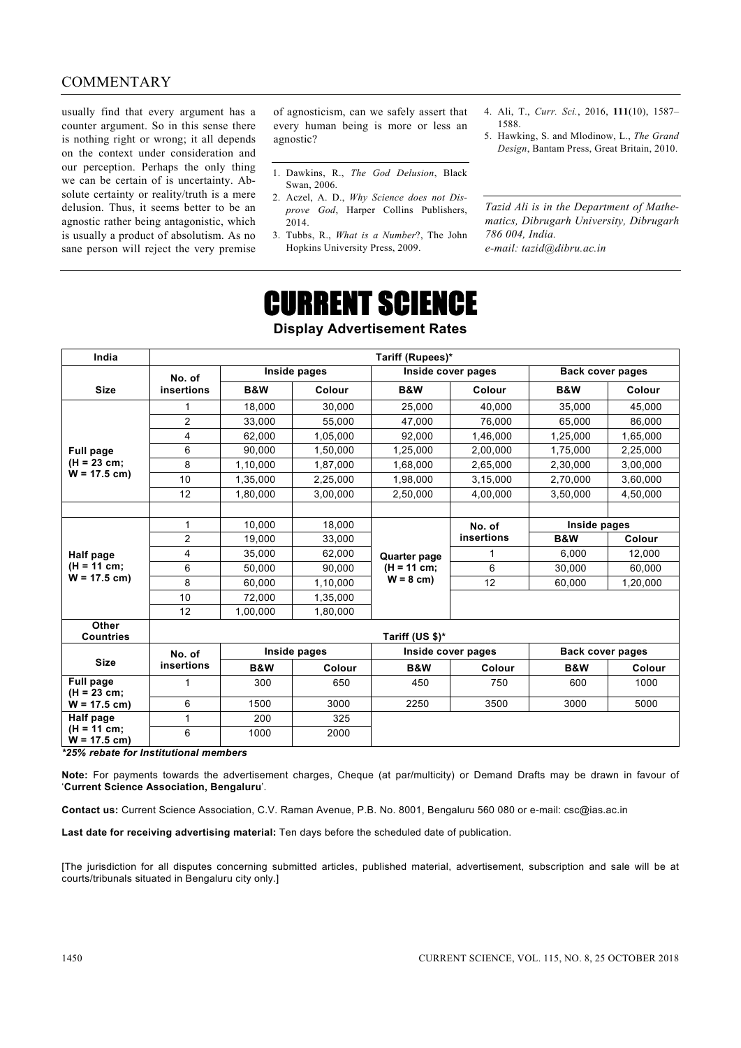usually find that every argument has a counter argument. So in this sense there is nothing right or wrong; it all depends on the context under consideration and our perception. Perhaps the only thing we can be certain of is uncertainty. Absolute certainty or reality/truth is a mere delusion. Thus, it seems better to be an agnostic rather being antagonistic, which is usually a product of absolutism. As no sane person will reject the very premise of agnosticism, can we safely assert that every human being is more or less an agnostic?

1. Dawkins, R., *The God Delusion*, Black Swan, 2006.
2. Aczel, A. D., *Why Science does not Disprove God*, Harper Collins Publishers, 2014.
3. Tubbs, R., *What is a Number*?, The John Hopkins University Press, 2009.
4. Ali, T., *Curr. Sci.*, 2016, **111**(10), 1587–1588.
5. Hawking, S. and Mlodinow, L., *The Grand Design*, Bantam Press, Great Britain, 2010.

*Tazid Ali is in the Department of Mathematics, Dibrugarh University, Dibrugarh 786 004, India.*
*e-mail: tazid@dibru.ac.in*

# CURRENT SCIENCE

## Display Advertisement Rates

| India | Tariff (Rupees)* | | | | | | |
|---|---|---|---|---|---|---|---|
| | No. of | Inside pages | | Inside cover pages | | Back cover pages | |
| Size | insertions | B&W | Colour | B&W | Colour | B&W | Colour |
| Full page (H = 23 cm; W = 17.5 cm) | 1 | 18,000 | 30,000 | 25,000 | 40,000 | 35,000 | 45,000 |
| | 2 | 33,000 | 55,000 | 47,000 | 76,000 | 65,000 | 86,000 |
| | 4 | 62,000 | 1,05,000 | 92,000 | 1,46,000 | 1,25,000 | 1,65,000 |
| | 6 | 90,000 | 1,50,000 | 1,25,000 | 2,00,000 | 1,75,000 | 2,25,000 |
| | 8 | 1,10,000 | 1,87,000 | 1,68,000 | 2,65,000 | 2,30,000 | 3,00,000 |
| | 10 | 1,35,000 | 2,25,000 | 1,98,000 | 3,15,000 | 2,70,000 | 3,60,000 |
| | 12 | 1,80,000 | 3,00,000 | 2,50,000 | 4,00,000 | 3,50,000 | 4,50,000 |
| | | | | | | | |
| Half page (H = 11 cm; W = 17.5 cm) | 1 | 10,000 | 18,000 | Quarter page (H = 11 cm; W = 8 cm) | No. of insertions | Inside pages | |
| | 2 | 19,000 | 33,000 | | | B&W | Colour |
| | 4 | 35,000 | 62,000 | | 1 | 6,000 | 12,000 |
| | 6 | 50,000 | 90,000 | | 6 | 30,000 | 60,000 |
| | 8 | 60,000 | 1,10,000 | | 12 | 60,000 | 1,20,000 |
| | 10 | 72,000 | 1,35,000 | | | | |
| | 12 | 1,00,000 | 1,80,000 | | | | |
| Other Countries | Tariff (US $)* | | | | | | |
| Size | No. of insertions | Inside pages | | Inside cover pages | | Back cover pages | |
| | | B&W | Colour | B&W | Colour | B&W | Colour |
| Full page (H = 23 cm; W = 17.5 cm) | 1 | 300 | 650 | 450 | 750 | 600 | 1000 |
| | 6 | 1500 | 3000 | 2250 | 3500 | 3000 | 5000 |
| Half page (H = 11 cm; W = 17.5 cm) | 1 | 200 | 325 | | | | |
| | 6 | 1000 | 2000 | | | | |

***25% rebate for Institutional members***

**Note:** For payments towards the advertisement charges, Cheque (at par/multicity) or Demand Drafts may be drawn in favour of '**Current Science Association, Bengaluru**'.

**Contact us:** Current Science Association, C.V. Raman Avenue, P.B. No. 8001, Bengaluru 560 080 or e-mail: csc@ias.ac.in

**Last date for receiving advertising material:** Ten days before the scheduled date of publication.

[The jurisdiction for all disputes concerning submitted articles, published material, advertisement, subscription and sale will be at courts/tribunals situated in Bengaluru city only.]